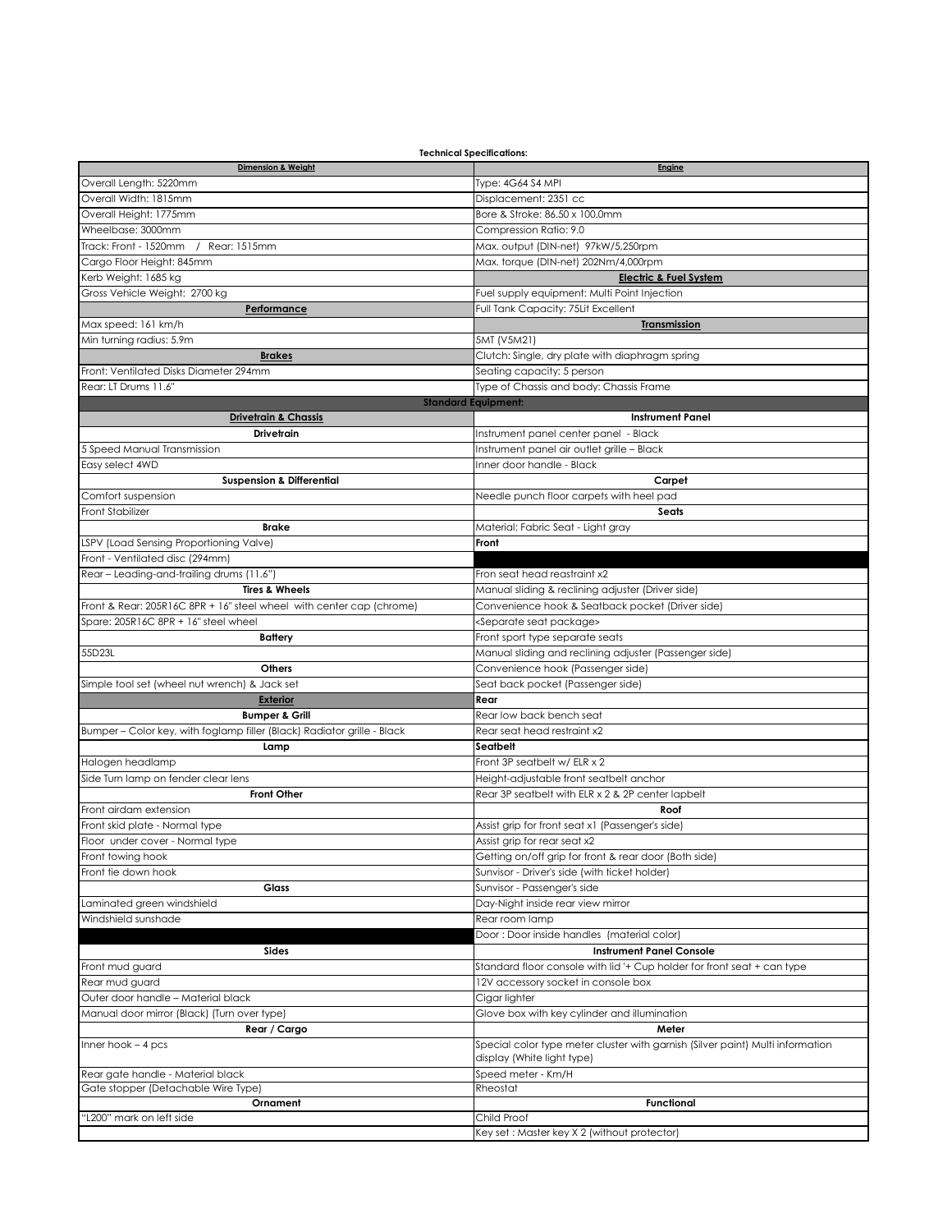**Technical Specifications:**

| Dimension & Weight | Engine |
|---|---|
| Overall Length: 5220mm | Type: 4G64 S4 MPI |
| Overall Width: 1815mm | Displacement: 2351 cc |
| Overall Height: 1775mm | Bore & Stroke: 86.50 x 100.0mm |
| Wheelbase: 3000mm | Compression Ratio: 9.0 |
| Track: Front - 1520mm / Rear: 1515mm | Max. output (DIN-net) 97kW/5,250rpm |
| Cargo Floor Height: 845mm | Max. torque (DIN-net) 202Nm/4,000rpm |
| Kerb Weight: 1685 kg | **Electric & Fuel System** |
| Gross Vehicle Weight: 2700 kg | Fuel supply equipment: Multi Point Injection |
| **Performance** | Full Tank Capacity: 75Lit Excellent |
| Max speed: 161 km/h | **Transmission** |
| Min turning radius: 5.9m | 5MT (V5M21) |
| **Brakes** | Clutch: Single, dry plate with diaphragm spring |
| Front: Ventilated Disks Diameter 294mm | Seating capacity: 5 person |
| Rear: LT Drums 11.6" | Type of Chassis and body: Chassis Frame |

**Standard Equipment:**

| Drivetrain & Chassis | Instrument Panel |
|---|---|
| **Drivetrain** | Instrument panel center panel - Black |
| 5 Speed Manual Transmission | Instrument panel air outlet grille – Black |
| Easy select 4WD | Inner door handle - Black |
| **Suspension & Differential** | **Carpet** |
| Comfort suspension | Needle punch floor carpets with heel pad |
| Front Stabilizer | **Seats** |
| **Brake** | Material: Fabric Seat - Light gray |
| LSPV (Load Sensing Proportioning Valve) | **Front** |
| Front - Ventilated disc (294mm) | |
| Rear – Leading-and-trailing drums (11.6") | Fron seat head reastraint x2 |
| **Tires & Wheels** | Manual sliding & reclining adjuster (Driver side) |
| Front & Rear: 205R16C 8PR + 16" steel wheel with center cap (chrome) | Convenience hook & Seatback pocket (Driver side) |
| Spare: 205R16C 8PR + 16" steel wheel | <Separate seat package> |
| **Battery** | Front sport type separate seats |
| 55D23L | Manual sliding and reclining adjuster (Passenger side) |
| **Others** | Convenience hook (Passenger side) |
| Simple tool set (wheel nut wrench) & Jack set | Seat back pocket (Passenger side) |
| **Exterior** | **Rear** |
| **Bumper & Grill** | Rear low back bench seat |
| Bumper – Color key, with foglamp filler (Black) Radiator grille - Black | Rear seat head restraint x2 |
| **Lamp** | **Seatbelt** |
| Halogen headlamp | Front 3P seatbelt w/ ELR x 2 |
| Side Turn lamp on fender clear lens | Height-adjustable front seatbelt anchor |
| **Front Other** | Rear 3P seatbelt with ELR x 2 & 2P center lapbelt |
| Front airdam extension | **Roof** |
| Front skid plate - Normal type | Assist grip for front seat x1 (Passenger's side) |
| Floor under cover - Normal type | Assist grip for rear seat x2 |
| Front towing hook | Getting on/off grip for front & rear door (Both side) |
| Front tie down hook | Sunvisor - Driver's side (with ticket holder) |
| **Glass** | Sunvisor - Passenger's side |
| Laminated green windshield | Day-Night inside rear view mirror |
| Windshield sunshade | Rear room lamp |
| | Door : Door inside handles (material color) |
| **Sides** | **Instrument Panel Console** |
| Front mud guard | Standard floor console with lid '+ Cup holder for front seat + can type |
| Rear mud guard | 12V accessory socket in console box |
| Outer door handle – Material black | Cigar lighter |
| Manual door mirror (Black) (Turn over type) | Glove box with key cylinder and illumination |
| **Rear / Cargo** | **Meter** |
| Inner hook – 4 pcs | Special color type meter cluster with garnish (Silver paint) Multi information display (White light type) |
| Rear gate handle - Material black | Speed meter - Km/H |
| Gate stopper (Detachable Wire Type) | Rheostat |
| **Ornament** | **Functional** |
| "L200" mark on left side | Child Proof |
| | Key set : Master key X 2 (without protector) |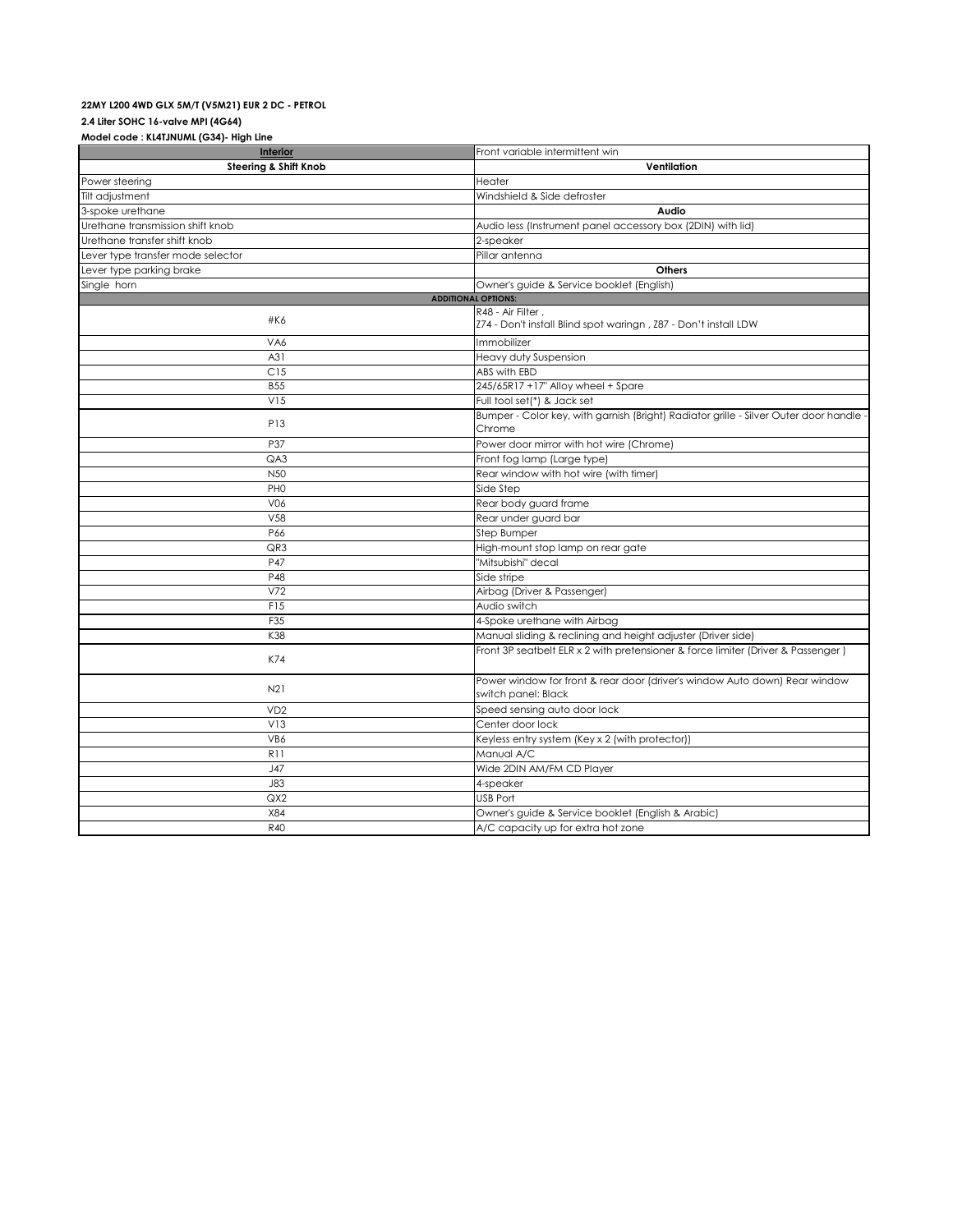**22MY L200 4WD GLX 5M/T (V5M21) EUR 2 DC - PETROL**

**2.4 Liter SOHC 16-valve MPI (4G64)**

**Model code : KL4TJNUML (G34)- High Line**

| **Interior** | Front variable intermittent win |
|---|---|
| **Steering & Shift Knob** | **Ventilation** |
| Power steering | Heater |
| Tilt adjustment | Windshield & Side defroster |
| 3-spoke urethane | **Audio** |
| Urethane transmission shift knob | Audio less (Instrument panel accessory box (2DIN) with lid) |
| Urethane transfer shift knob | 2-speaker |
| Lever type transfer mode selector | Pillar antenna |
| Lever type parking brake | **Others** |
| Single horn | Owner's guide & Service booklet (English) |
| **ADDITIONAL OPTIONS:** | |
| #K6 | R48 - Air Filter , Z74 - Don't install Blind spot waringn , Z87 - Don't install LDW |
| VA6 | Immobilizer |
| A31 | Heavy duty Suspension |
| C15 | ABS with EBD |
| B55 | 245/65R17 +17" Alloy wheel + Spare |
| V15 | Full tool set(*) & Jack set |
| P13 | Bumper - Color key, with garnish (Bright) Radiator grille - Silver Outer door handle - Chrome |
| P37 | Power door mirror with hot wire (Chrome) |
| QA3 | Front fog lamp (Large type) |
| N50 | Rear window with hot wire (with timer) |
| PH0 | Side Step |
| V06 | Rear body guard frame |
| V58 | Rear under guard bar |
| P66 | Step Bumper |
| QR3 | High-mount stop lamp on rear gate |
| P47 | "Mitsubishi" decal |
| P48 | Side stripe |
| V72 | Airbag (Driver & Passenger) |
| F15 | Audio switch |
| F35 | 4-Spoke urethane with Airbag |
| K38 | Manual sliding & reclining and height adjuster (Driver side) |
| K74 | Front 3P seatbelt ELR x 2 with pretensioner & force limiter (Driver & Passenger ) |
| N21 | Power window for front & rear door (driver's window Auto down) Rear window switch panel: Black |
| VD2 | Speed sensing auto door lock |
| V13 | Center door lock |
| VB6 | Keyless entry system (Key x 2 (with protector)) |
| R11 | Manual A/C |
| J47 | Wide 2DIN AM/FM CD Player |
| J83 | 4-speaker |
| QX2 | USB Port |
| X84 | Owner's guide & Service booklet (English & Arabic) |
| R40 | A/C capacity up for extra hot zone |